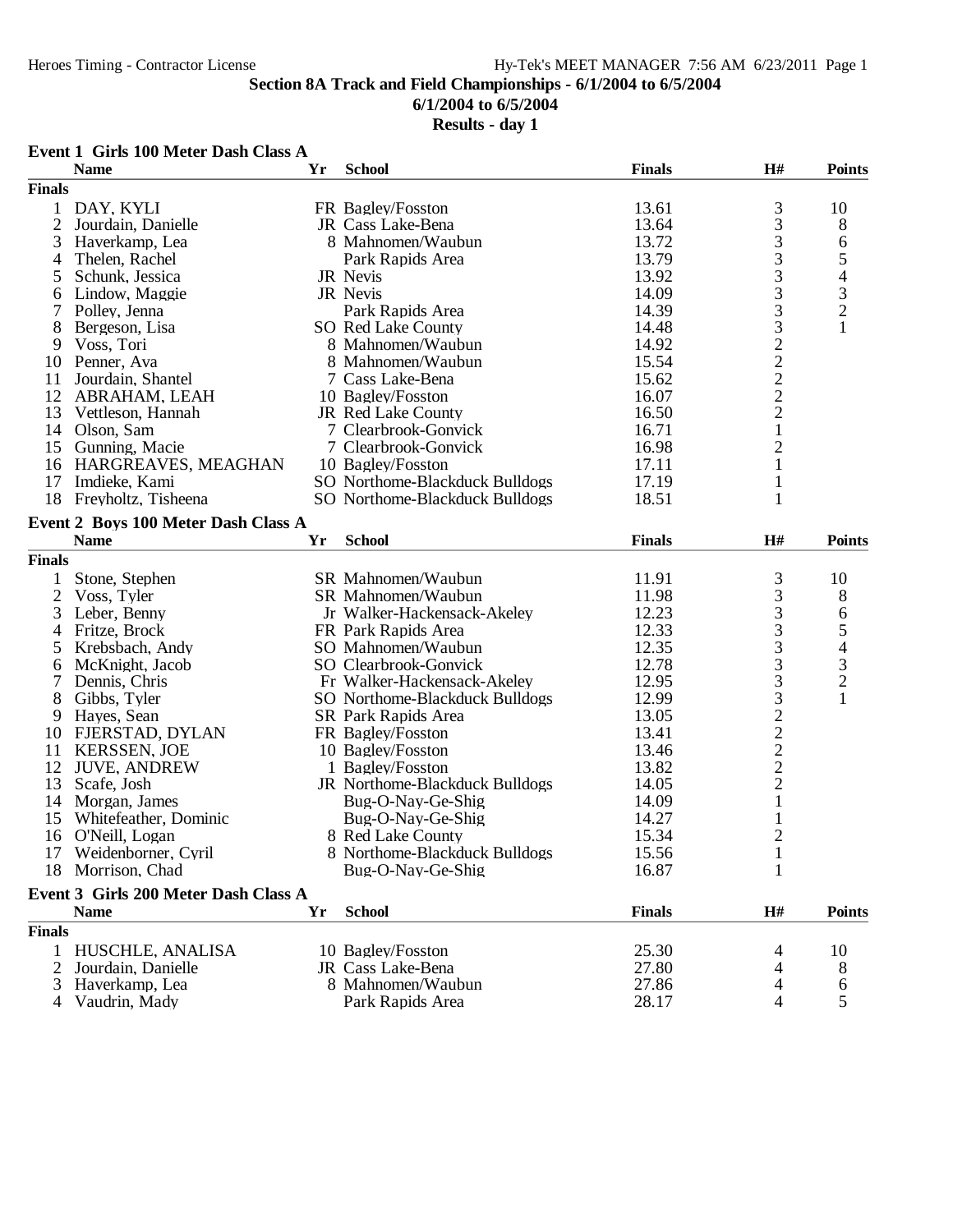**Section 8A Track and Field Championships - 6/1/2004 to 6/5/2004**

**6/1/2004 to 6/5/2004**

**Results - day 1**

### Event 1 Girls 100 Meter Dash Class A

| | Name | Yr | School | Finals | H# | Points |
|---|---|---|---|---|---|---|
| **Finals** | | | | | | |
| 1 | DAY, KYLI | FR | Bagley/Fosston | 13.61 | 3 | 10 |
| 2 | Jourdain, Danielle | JR | Cass Lake-Bena | 13.64 | 3 | 8 |
| 3 | Haverkamp, Lea | 8 | Mahnomen/Waubun | 13.72 | 3 | 6 |
| 4 | Thelen, Rachel | | Park Rapids Area | 13.79 | 3 | 5 |
| 5 | Schunk, Jessica | JR | Nevis | 13.92 | 3 | 4 |
| 6 | Lindow, Maggie | JR | Nevis | 14.09 | 3 | 3 |
| 7 | Polley, Jenna | | Park Rapids Area | 14.39 | 3 | 2 |
| 8 | Bergeson, Lisa | SO | Red Lake County | 14.48 | 3 | 1 |
| 9 | Voss, Tori | 8 | Mahnomen/Waubun | 14.92 | 2 | |
| 10 | Penner, Ava | 8 | Mahnomen/Waubun | 15.54 | 2 | |
| 11 | Jourdain, Shantel | 7 | Cass Lake-Bena | 15.62 | 2 | |
| 12 | ABRAHAM, LEAH | 10 | Bagley/Fosston | 16.07 | 2 | |
| 13 | Vettleson, Hannah | JR | Red Lake County | 16.50 | 2 | |
| 14 | Olson, Sam | 7 | Clearbrook-Gonvick | 16.71 | 1 | |
| 15 | Gunning, Macie | 7 | Clearbrook-Gonvick | 16.98 | 2 | |
| 16 | HARGREAVES, MEAGHAN | 10 | Bagley/Fosston | 17.11 | 1 | |
| 17 | Imdieke, Kami | SO | Northome-Blackduck Bulldogs | 17.19 | 1 | |
| 18 | Freyholtz, Tisheena | SO | Northome-Blackduck Bulldogs | 18.51 | 1 | |

### Event 2 Boys 100 Meter Dash Class A

| | Name | Yr | School | Finals | H# | Points |
|---|---|---|---|---|---|---|
| **Finals** | | | | | | |
| 1 | Stone, Stephen | SR | Mahnomen/Waubun | 11.91 | 3 | 10 |
| 2 | Voss, Tyler | SR | Mahnomen/Waubun | 11.98 | 3 | 8 |
| 3 | Leber, Benny | Jr | Walker-Hackensack-Akeley | 12.23 | 3 | 6 |
| 4 | Fritze, Brock | FR | Park Rapids Area | 12.33 | 3 | 5 |
| 5 | Krebsbach, Andy | SO | Mahnomen/Waubun | 12.35 | 3 | 4 |
| 6 | McKnight, Jacob | SO | Clearbrook-Gonvick | 12.78 | 3 | 3 |
| 7 | Dennis, Chris | Fr | Walker-Hackensack-Akeley | 12.95 | 3 | 2 |
| 8 | Gibbs, Tyler | SO | Northome-Blackduck Bulldogs | 12.99 | 3 | 1 |
| 9 | Hayes, Sean | SR | Park Rapids Area | 13.05 | 2 | |
| 10 | FJERSTAD, DYLAN | FR | Bagley/Fosston | 13.41 | 2 | |
| 11 | KERSSEN, JOE | 10 | Bagley/Fosston | 13.46 | 2 | |
| 12 | JUVE, ANDREW | 1 | Bagley/Fosston | 13.82 | 2 | |
| 13 | Scafe, Josh | JR | Northome-Blackduck Bulldogs | 14.05 | 2 | |
| 14 | Morgan, James | | Bug-O-Nay-Ge-Shig | 14.09 | 1 | |
| 15 | Whitefeather, Dominic | | Bug-O-Nay-Ge-Shig | 14.27 | 1 | |
| 16 | O'Neill, Logan | 8 | Red Lake County | 15.34 | 2 | |
| 17 | Weidenborner, Cyril | 8 | Northome-Blackduck Bulldogs | 15.56 | 1 | |
| 18 | Morrison, Chad | | Bug-O-Nay-Ge-Shig | 16.87 | 1 | |

### Event 3 Girls 200 Meter Dash Class A

| | Name | Yr | School | Finals | H# | Points |
|---|---|---|---|---|---|---|
| **Finals** | | | | | | |
| 1 | HUSCHLE, ANALISA | 10 | Bagley/Fosston | 25.30 | 4 | 10 |
| 2 | Jourdain, Danielle | JR | Cass Lake-Bena | 27.80 | 4 | 8 |
| 3 | Haverkamp, Lea | 8 | Mahnomen/Waubun | 27.86 | 4 | 6 |
| 4 | Vaudrin, Mady | | Park Rapids Area | 28.17 | 4 | 5 |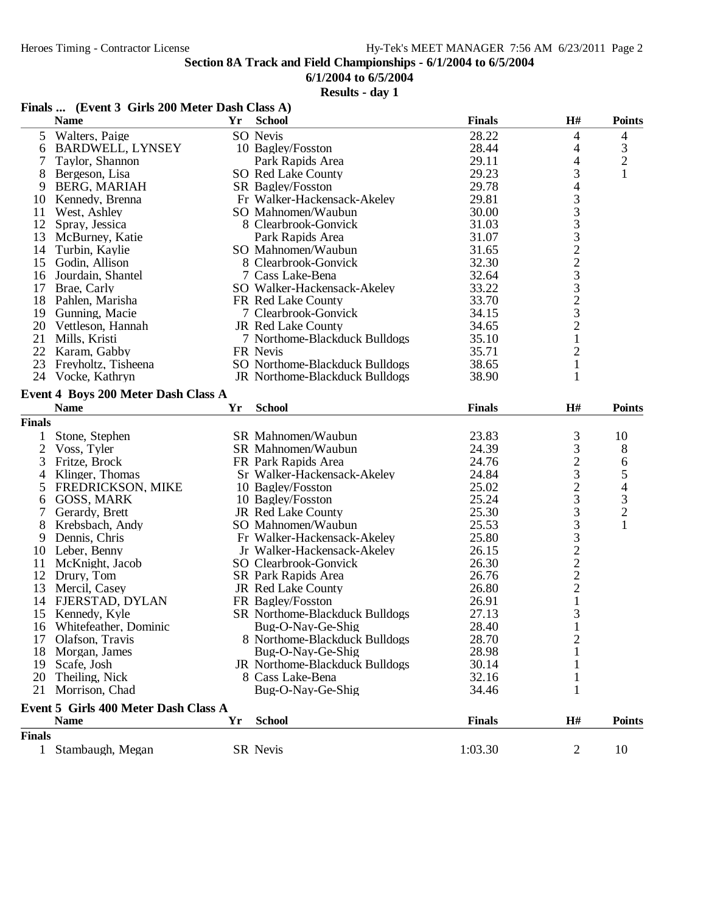## Section 8A Track and Field Championships - 6/1/2004 to 6/5/2004

**6/1/2004 to 6/5/2004**

**Results - day 1**

### Finals ... (Event 3 Girls 200 Meter Dash Class A)

| | Name | Yr | School | Finals | H# | Points |
|---|---|---|---|---|---|---|
| 5 | Walters, Paige | SO | Nevis | 28.22 | 4 | 4 |
| 6 | BARDWELL, LYNSEY | 10 | Bagley/Fosston | 28.44 | 4 | 3 |
| 7 | Taylor, Shannon | | Park Rapids Area | 29.11 | 4 | 2 |
| 8 | Bergeson, Lisa | SO | Red Lake County | 29.23 | 3 | 1 |
| 9 | BERG, MARIAH | SR | Bagley/Fosston | 29.78 | 4 | |
| 10 | Kennedy, Brenna | Fr | Walker-Hackensack-Akeley | 29.81 | 3 | |
| 11 | West, Ashley | SO | Mahnomen/Waubun | 30.00 | 3 | |
| 12 | Spray, Jessica | 8 | Clearbrook-Gonvick | 31.03 | 3 | |
| 13 | McBurney, Katie | | Park Rapids Area | 31.07 | 3 | |
| 14 | Turbin, Kaylie | SO | Mahnomen/Waubun | 31.65 | 2 | |
| 15 | Godin, Allison | 8 | Clearbrook-Gonvick | 32.30 | 2 | |
| 16 | Jourdain, Shantel | 7 | Cass Lake-Bena | 32.64 | 3 | |
| 17 | Brae, Carly | SO | Walker-Hackensack-Akeley | 33.22 | 3 | |
| 18 | Pahlen, Marisha | FR | Red Lake County | 33.70 | 2 | |
| 19 | Gunning, Macie | 7 | Clearbrook-Gonvick | 34.15 | 3 | |
| 20 | Vettleson, Hannah | JR | Red Lake County | 34.65 | 2 | |
| 21 | Mills, Kristi | 7 | Northome-Blackduck Bulldogs | 35.10 | 1 | |
| 22 | Karam, Gabby | FR | Nevis | 35.71 | 2 | |
| 23 | Freyholtz, Tisheena | SO | Northome-Blackduck Bulldogs | 38.65 | 1 | |
| 24 | Vocke, Kathryn | JR | Northome-Blackduck Bulldogs | 38.90 | 1 | |

### Event 4 Boys 200 Meter Dash Class A

**Finals**

| | Name | Yr | School | Finals | H# | Points |
|---|---|---|---|---|---|---|
| 1 | Stone, Stephen | SR | Mahnomen/Waubun | 23.83 | 3 | 10 |
| 2 | Voss, Tyler | SR | Mahnomen/Waubun | 24.39 | 3 | 8 |
| 3 | Fritze, Brock | FR | Park Rapids Area | 24.76 | 2 | 6 |
| 4 | Klinger, Thomas | Sr | Walker-Hackensack-Akeley | 24.84 | 3 | 5 |
| 5 | FREDRICKSON, MIKE | 10 | Bagley/Fosston | 25.02 | 2 | 4 |
| 6 | GOSS, MARK | 10 | Bagley/Fosston | 25.24 | 3 | 3 |
| 7 | Gerardy, Brett | JR | Red Lake County | 25.30 | 3 | 2 |
| 8 | Krebsbach, Andy | SO | Mahnomen/Waubun | 25.53 | 3 | 1 |
| 9 | Dennis, Chris | Fr | Walker-Hackensack-Akeley | 25.80 | 3 | |
| 10 | Leber, Benny | Jr | Walker-Hackensack-Akeley | 26.15 | 2 | |
| 11 | McKnight, Jacob | SO | Clearbrook-Gonvick | 26.30 | 2 | |
| 12 | Drury, Tom | SR | Park Rapids Area | 26.76 | 2 | |
| 13 | Mercil, Casey | JR | Red Lake County | 26.80 | 2 | |
| 14 | FJERSTAD, DYLAN | FR | Bagley/Fosston | 26.91 | 1 | |
| 15 | Kennedy, Kyle | SR | Northome-Blackduck Bulldogs | 27.13 | 3 | |
| 16 | Whitefeather, Dominic | | Bug-O-Nay-Ge-Shig | 28.40 | 1 | |
| 17 | Olafson, Travis | 8 | Northome-Blackduck Bulldogs | 28.70 | 2 | |
| 18 | Morgan, James | | Bug-O-Nay-Ge-Shig | 28.98 | 1 | |
| 19 | Scafe, Josh | JR | Northome-Blackduck Bulldogs | 30.14 | 1 | |
| 20 | Theiling, Nick | 8 | Cass Lake-Bena | 32.16 | 1 | |
| 21 | Morrison, Chad | | Bug-O-Nay-Ge-Shig | 34.46 | 1 | |

### Event 5 Girls 400 Meter Dash Class A

**Finals**

| | Name | Yr | School | Finals | H# | Points |
|---|---|---|---|---|---|---|
| 1 | Stambaugh, Megan | SR | Nevis | 1:03.30 | 2 | 10 |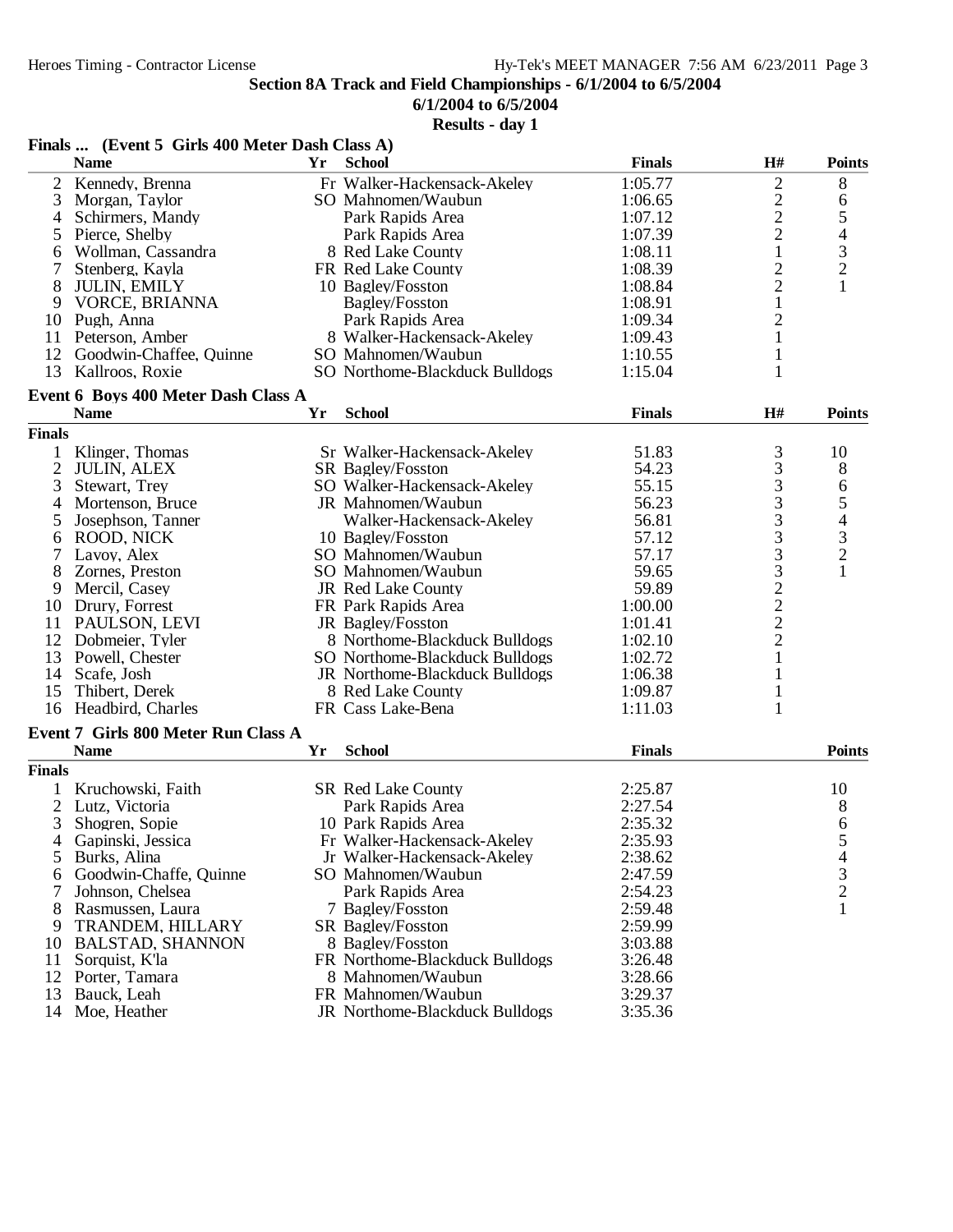**Section 8A Track and Field Championships - 6/1/2004 to 6/5/2004**

**6/1/2004 to 6/5/2004**

**Results - day 1**

### Finals ... (Event 5 Girls 400 Meter Dash Class A)

| | Name | Yr | School | Finals | H# | Points |
|---|---|---|---|---|---|---|
| 2 | Kennedy, Brenna | Fr | Walker-Hackensack-Akeley | 1:05.77 | 2 | 8 |
| 3 | Morgan, Taylor | SO | Mahnomen/Waubun | 1:06.65 | 2 | 6 |
| 4 | Schirmers, Mandy | | Park Rapids Area | 1:07.12 | 2 | 5 |
| 5 | Pierce, Shelby | | Park Rapids Area | 1:07.39 | 2 | 4 |
| 6 | Wollman, Cassandra | 8 | Red Lake County | 1:08.11 | 1 | 3 |
| 7 | Stenberg, Kayla | FR | Red Lake County | 1:08.39 | 2 | 2 |
| 8 | JULIN, EMILY | 10 | Bagley/Fosston | 1:08.84 | 2 | 1 |
| 9 | VORCE, BRIANNA | | Bagley/Fosston | 1:08.91 | 1 | |
| 10 | Pugh, Anna | | Park Rapids Area | 1:09.34 | 2 | |
| 11 | Peterson, Amber | 8 | Walker-Hackensack-Akeley | 1:09.43 | 1 | |
| 12 | Goodwin-Chaffee, Quinne | SO | Mahnomen/Waubun | 1:10.55 | 1 | |
| 13 | Kallroos, Roxie | SO | Northome-Blackduck Bulldogs | 1:15.04 | 1 | |

### Event 6 Boys 400 Meter Dash Class A

| | Name | Yr | School | Finals | H# | Points |
|---|---|---|---|---|---|---|
| **Finals** | | | | | | |
| 1 | Klinger, Thomas | Sr | Walker-Hackensack-Akeley | 51.83 | 3 | 10 |
| 2 | JULIN, ALEX | SR | Bagley/Fosston | 54.23 | 3 | 8 |
| 3 | Stewart, Trey | SO | Walker-Hackensack-Akeley | 55.15 | 3 | 6 |
| 4 | Mortenson, Bruce | JR | Mahnomen/Waubun | 56.23 | 3 | 5 |
| 5 | Josephson, Tanner | | Walker-Hackensack-Akeley | 56.81 | 3 | 4 |
| 6 | ROOD, NICK | 10 | Bagley/Fosston | 57.12 | 3 | 3 |
| 7 | Lavoy, Alex | SO | Mahnomen/Waubun | 57.17 | 3 | 2 |
| 8 | Zornes, Preston | SO | Mahnomen/Waubun | 59.65 | 3 | 1 |
| 9 | Mercil, Casey | JR | Red Lake County | 59.89 | 2 | |
| 10 | Drury, Forrest | FR | Park Rapids Area | 1:00.00 | 2 | |
| 11 | PAULSON, LEVI | JR | Bagley/Fosston | 1:01.41 | 2 | |
| 12 | Dobmeier, Tyler | 8 | Northome-Blackduck Bulldogs | 1:02.10 | 2 | |
| 13 | Powell, Chester | SO | Northome-Blackduck Bulldogs | 1:02.72 | 1 | |
| 14 | Scafe, Josh | JR | Northome-Blackduck Bulldogs | 1:06.38 | 1 | |
| 15 | Thibert, Derek | 8 | Red Lake County | 1:09.87 | 1 | |
| 16 | Headbird, Charles | FR | Cass Lake-Bena | 1:11.03 | 1 | |

### Event 7 Girls 800 Meter Run Class A

| | Name | Yr | School | Finals | Points |
|---|---|---|---|---|---|
| **Finals** | | | | | |
| 1 | Kruchowski, Faith | SR | Red Lake County | 2:25.87 | 10 |
| 2 | Lutz, Victoria | | Park Rapids Area | 2:27.54 | 8 |
| 3 | Shogren, Sopie | 10 | Park Rapids Area | 2:35.32 | 6 |
| 4 | Gapinski, Jessica | Fr | Walker-Hackensack-Akeley | 2:35.93 | 5 |
| 5 | Burks, Alina | Jr | Walker-Hackensack-Akeley | 2:38.62 | 4 |
| 6 | Goodwin-Chaffe, Quinne | SO | Mahnomen/Waubun | 2:47.59 | 3 |
| 7 | Johnson, Chelsea | | Park Rapids Area | 2:54.23 | 2 |
| 8 | Rasmussen, Laura | 7 | Bagley/Fosston | 2:59.48 | 1 |
| 9 | TRANDEM, HILLARY | SR | Bagley/Fosston | 2:59.99 | |
| 10 | BALSTAD, SHANNON | 8 | Bagley/Fosston | 3:03.88 | |
| 11 | Sorquist, K'la | FR | Northome-Blackduck Bulldogs | 3:26.48 | |
| 12 | Porter, Tamara | 8 | Mahnomen/Waubun | 3:28.66 | |
| 13 | Bauck, Leah | FR | Mahnomen/Waubun | 3:29.37 | |
| 14 | Moe, Heather | JR | Northome-Blackduck Bulldogs | 3:35.36 | |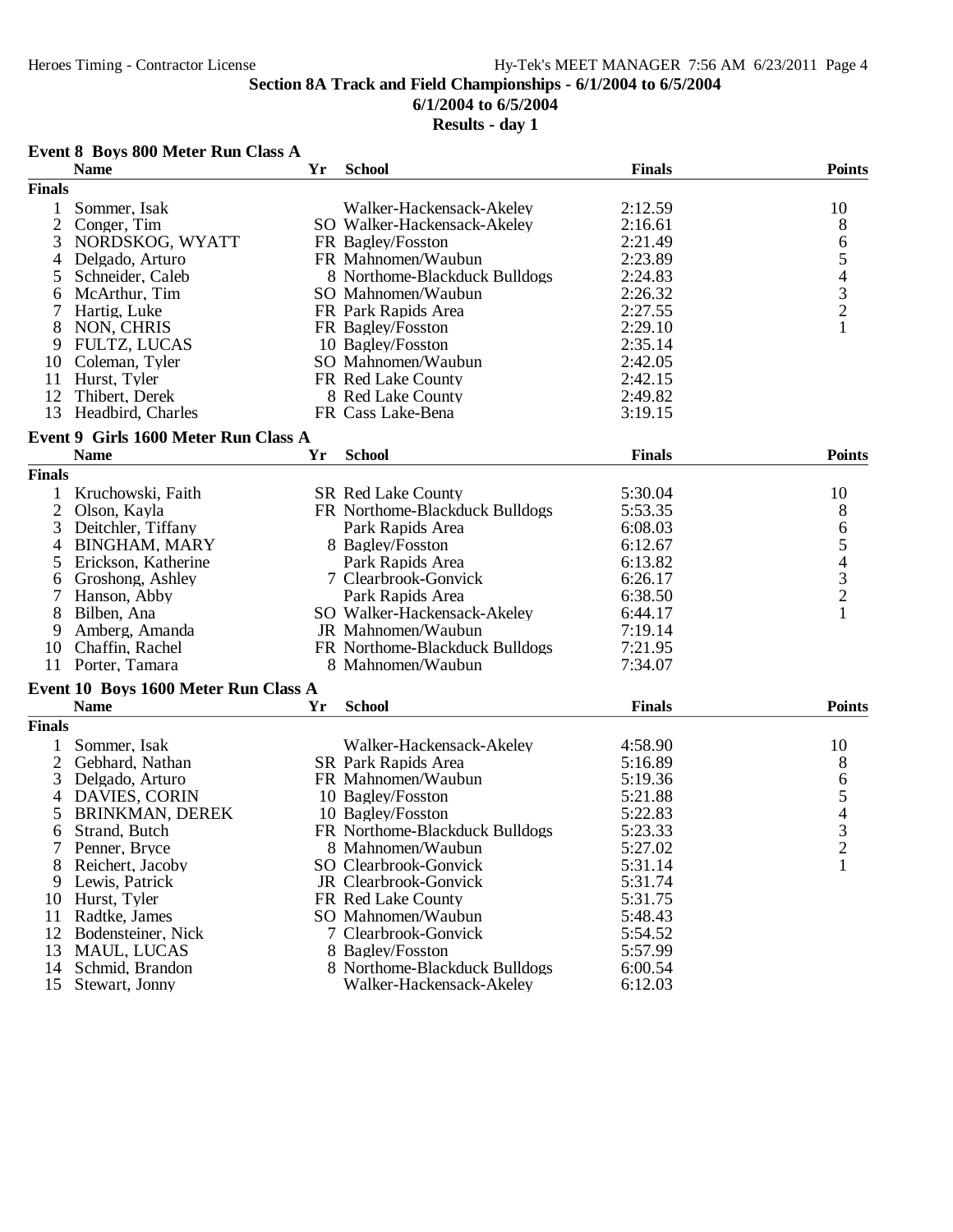## Section 8A Track and Field Championships - 6/1/2004 to 6/5/2004

**6/1/2004 to 6/5/2004**

**Results - day 1**

### Event 8 Boys 800 Meter Run Class A

| | Name | Yr | School | Finals | Points |
|---|---|---|---|---|---|
| **Finals** | | | | | |
| 1 | Sommer, Isak | | Walker-Hackensack-Akeley | 2:12.59 | 10 |
| 2 | Conger, Tim | SO | Walker-Hackensack-Akeley | 2:16.61 | 8 |
| 3 | NORDSKOG, WYATT | FR | Bagley/Fosston | 2:21.49 | 6 |
| 4 | Delgado, Arturo | FR | Mahnomen/Waubun | 2:23.89 | 5 |
| 5 | Schneider, Caleb | 8 | Northome-Blackduck Bulldogs | 2:24.83 | 4 |
| 6 | McArthur, Tim | SO | Mahnomen/Waubun | 2:26.32 | 3 |
| 7 | Hartig, Luke | FR | Park Rapids Area | 2:27.55 | 2 |
| 8 | NON, CHRIS | FR | Bagley/Fosston | 2:29.10 | 1 |
| 9 | FULTZ, LUCAS | 10 | Bagley/Fosston | 2:35.14 | |
| 10 | Coleman, Tyler | SO | Mahnomen/Waubun | 2:42.05 | |
| 11 | Hurst, Tyler | FR | Red Lake County | 2:42.15 | |
| 12 | Thibert, Derek | 8 | Red Lake County | 2:49.82 | |
| 13 | Headbird, Charles | FR | Cass Lake-Bena | 3:19.15 | |

### Event 9 Girls 1600 Meter Run Class A

| | Name | Yr | School | Finals | Points |
|---|---|---|---|---|---|
| **Finals** | | | | | |
| 1 | Kruchowski, Faith | SR | Red Lake County | 5:30.04 | 10 |
| 2 | Olson, Kayla | FR | Northome-Blackduck Bulldogs | 5:53.35 | 8 |
| 3 | Deitchler, Tiffany | | Park Rapids Area | 6:08.03 | 6 |
| 4 | BINGHAM, MARY | 8 | Bagley/Fosston | 6:12.67 | 5 |
| 5 | Erickson, Katherine | | Park Rapids Area | 6:13.82 | 4 |
| 6 | Groshong, Ashley | 7 | Clearbrook-Gonvick | 6:26.17 | 3 |
| 7 | Hanson, Abby | | Park Rapids Area | 6:38.50 | 2 |
| 8 | Bilben, Ana | SO | Walker-Hackensack-Akeley | 6:44.17 | 1 |
| 9 | Amberg, Amanda | JR | Mahnomen/Waubun | 7:19.14 | |
| 10 | Chaffin, Rachel | FR | Northome-Blackduck Bulldogs | 7:21.95 | |
| 11 | Porter, Tamara | 8 | Mahnomen/Waubun | 7:34.07 | |

### Event 10 Boys 1600 Meter Run Class A

| | Name | Yr | School | Finals | Points |
|---|---|---|---|---|---|
| **Finals** | | | | | |
| 1 | Sommer, Isak | | Walker-Hackensack-Akeley | 4:58.90 | 10 |
| 2 | Gebhard, Nathan | SR | Park Rapids Area | 5:16.89 | 8 |
| 3 | Delgado, Arturo | FR | Mahnomen/Waubun | 5:19.36 | 6 |
| 4 | DAVIES, CORIN | 10 | Bagley/Fosston | 5:21.88 | 5 |
| 5 | BRINKMAN, DEREK | 10 | Bagley/Fosston | 5:22.83 | 4 |
| 6 | Strand, Butch | FR | Northome-Blackduck Bulldogs | 5:23.33 | 3 |
| 7 | Penner, Bryce | 8 | Mahnomen/Waubun | 5:27.02 | 2 |
| 8 | Reichert, Jacoby | SO | Clearbrook-Gonvick | 5:31.14 | 1 |
| 9 | Lewis, Patrick | JR | Clearbrook-Gonvick | 5:31.74 | |
| 10 | Hurst, Tyler | FR | Red Lake County | 5:31.75 | |
| 11 | Radtke, James | SO | Mahnomen/Waubun | 5:48.43 | |
| 12 | Bodensteiner, Nick | 7 | Clearbrook-Gonvick | 5:54.52 | |
| 13 | MAUL, LUCAS | 8 | Bagley/Fosston | 5:57.99 | |
| 14 | Schmid, Brandon | 8 | Northome-Blackduck Bulldogs | 6:00.54 | |
| 15 | Stewart, Jonny | | Walker-Hackensack-Akeley | 6:12.03 | |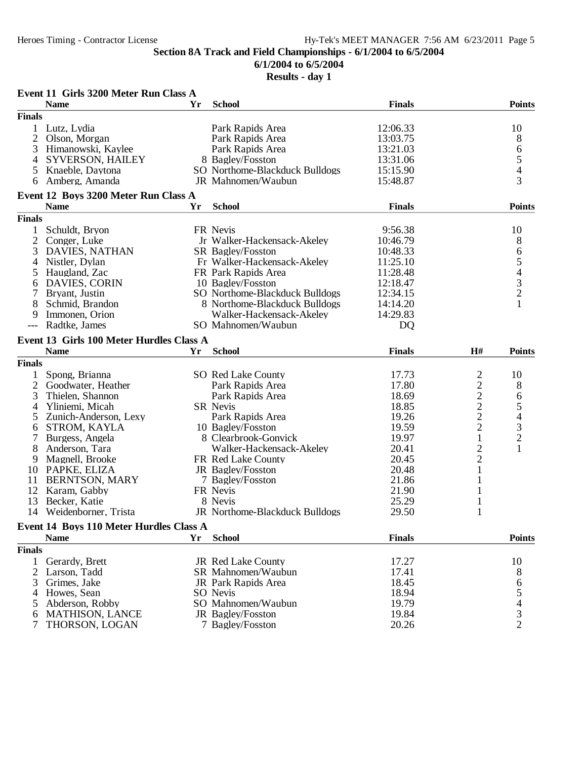## Section 8A Track and Field Championships - 6/1/2004 to 6/5/2004

**6/1/2004 to 6/5/2004**

**Results - day 1**

### Event 11 Girls 3200 Meter Run Class A

| | Name | Yr | School | Finals | Points |
|---|---|---|---|---|---|
| **Finals** | | | | | |
| 1 | Lutz, Lydia | | Park Rapids Area | 12:06.33 | 10 |
| 2 | Olson, Morgan | | Park Rapids Area | 13:03.75 | 8 |
| 3 | Himanowski, Kaylee | | Park Rapids Area | 13:21.03 | 6 |
| 4 | SYVERSON, HAILEY | 8 | Bagley/Fosston | 13:31.06 | 5 |
| 5 | Knaeble, Daytona | SO | Northome-Blackduck Bulldogs | 15:15.90 | 4 |
| 6 | Amberg, Amanda | JR | Mahnomen/Waubun | 15:48.87 | 3 |

### Event 12 Boys 3200 Meter Run Class A

| | Name | Yr | School | Finals | Points |
|---|---|---|---|---|---|
| **Finals** | | | | | |
| 1 | Schuldt, Bryon | FR | Nevis | 9:56.38 | 10 |
| 2 | Conger, Luke | Jr | Walker-Hackensack-Akeley | 10:46.79 | 8 |
| 3 | DAVIES, NATHAN | SR | Bagley/Fosston | 10:48.33 | 6 |
| 4 | Nistler, Dylan | Fr | Walker-Hackensack-Akeley | 11:25.10 | 5 |
| 5 | Haugland, Zac | FR | Park Rapids Area | 11:28.48 | 4 |
| 6 | DAVIES, CORIN | 10 | Bagley/Fosston | 12:18.47 | 3 |
| 7 | Bryant, Justin | SO | Northome-Blackduck Bulldogs | 12:34.15 | 2 |
| 8 | Schmid, Brandon | 8 | Northome-Blackduck Bulldogs | 14:14.20 | 1 |
| 9 | Immonen, Orion | | Walker-Hackensack-Akeley | 14:29.83 | |
| --- | Radtke, James | SO | Mahnomen/Waubun | DQ | |

### Event 13 Girls 100 Meter Hurdles Class A

| | Name | Yr | School | Finals | H# | Points |
|---|---|---|---|---|---|---|
| **Finals** | | | | | | |
| 1 | Spong, Brianna | SO | Red Lake County | 17.73 | 2 | 10 |
| 2 | Goodwater, Heather | | Park Rapids Area | 17.80 | 2 | 8 |
| 3 | Thielen, Shannon | | Park Rapids Area | 18.69 | 2 | 6 |
| 4 | Yliniemi, Micah | SR | Nevis | 18.85 | 2 | 5 |
| 5 | Zunich-Anderson, Lexy | | Park Rapids Area | 19.26 | 2 | 4 |
| 6 | STROM, KAYLA | 10 | Bagley/Fosston | 19.59 | 2 | 3 |
| 7 | Burgess, Angela | 8 | Clearbrook-Gonvick | 19.97 | 1 | 2 |
| 8 | Anderson, Tara | | Walker-Hackensack-Akeley | 20.41 | 2 | 1 |
| 9 | Magnell, Brooke | FR | Red Lake County | 20.45 | 2 | |
| 10 | PAPKE, ELIZA | JR | Bagley/Fosston | 20.48 | 1 | |
| 11 | BERNTSON, MARY | 7 | Bagley/Fosston | 21.86 | 1 | |
| 12 | Karam, Gabby | FR | Nevis | 21.90 | 1 | |
| 13 | Becker, Katie | 8 | Nevis | 25.29 | 1 | |
| 14 | Weidenborner, Trista | JR | Northome-Blackduck Bulldogs | 29.50 | 1 | |

### Event 14 Boys 110 Meter Hurdles Class A

| | Name | Yr | School | Finals | Points |
|---|---|---|---|---|---|
| **Finals** | | | | | |
| 1 | Gerardy, Brett | JR | Red Lake County | 17.27 | 10 |
| 2 | Larson, Tadd | SR | Mahnomen/Waubun | 17.41 | 8 |
| 3 | Grimes, Jake | JR | Park Rapids Area | 18.45 | 6 |
| 4 | Howes, Sean | SO | Nevis | 18.94 | 5 |
| 5 | Abderson, Robby | SO | Mahnomen/Waubun | 19.79 | 4 |
| 6 | MATHISON, LANCE | JR | Bagley/Fosston | 19.84 | 3 |
| 7 | THORSON, LOGAN | 7 | Bagley/Fosston | 20.26 | 2 |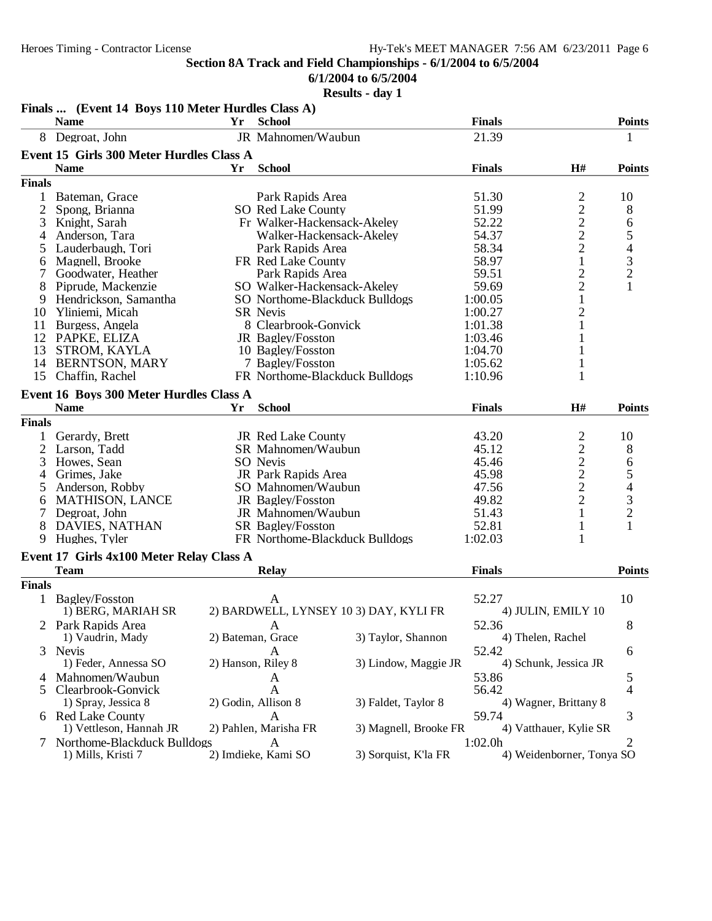**Section 8A Track and Field Championships - 6/1/2004 to 6/5/2004**

**6/1/2004 to 6/5/2004**

**Results - day 1**

### Finals ... (Event 14 Boys 110 Meter Hurdles Class A)

| | Name | Yr | School | Finals | Points |
|---|---|---|---|---|---|
| 8 | Degroat, John | JR | Mahnomen/Waubun | 21.39 | 1 |

### Event 15 Girls 300 Meter Hurdles Class A

| | Name | Yr | School | Finals | H# | Points |
|---|---|---|---|---|---|---|
| **Finals** | | | | | | |
| 1 | Bateman, Grace | | Park Rapids Area | 51.30 | 2 | 10 |
| 2 | Spong, Brianna | SO | Red Lake County | 51.99 | 2 | 8 |
| 3 | Knight, Sarah | Fr | Walker-Hackensack-Akeley | 52.22 | 2 | 6 |
| 4 | Anderson, Tara | | Walker-Hackensack-Akeley | 54.37 | 2 | 5 |
| 5 | Lauderbaugh, Tori | | Park Rapids Area | 58.34 | 2 | 4 |
| 6 | Magnell, Brooke | FR | Red Lake County | 58.97 | 1 | 3 |
| 7 | Goodwater, Heather | | Park Rapids Area | 59.51 | 2 | 2 |
| 8 | Piprude, Mackenzie | SO | Walker-Hackensack-Akeley | 59.69 | 2 | 1 |
| 9 | Hendrickson, Samantha | SO | Northome-Blackduck Bulldogs | 1:00.05 | 1 | |
| 10 | Yliniemi, Micah | SR | Nevis | 1:00.27 | 2 | |
| 11 | Burgess, Angela | 8 | Clearbrook-Gonvick | 1:01.38 | 1 | |
| 12 | PAPKE, ELIZA | JR | Bagley/Fosston | 1:03.46 | 1 | |
| 13 | STROM, KAYLA | 10 | Bagley/Fosston | 1:04.70 | 1 | |
| 14 | BERNTSON, MARY | 7 | Bagley/Fosston | 1:05.62 | 1 | |
| 15 | Chaffin, Rachel | FR | Northome-Blackduck Bulldogs | 1:10.96 | 1 | |

### Event 16 Boys 300 Meter Hurdles Class A

| | Name | Yr | School | Finals | H# | Points |
|---|---|---|---|---|---|---|
| **Finals** | | | | | | |
| 1 | Gerardy, Brett | JR | Red Lake County | 43.20 | 2 | 10 |
| 2 | Larson, Tadd | SR | Mahnomen/Waubun | 45.12 | 2 | 8 |
| 3 | Howes, Sean | SO | Nevis | 45.46 | 2 | 6 |
| 4 | Grimes, Jake | JR | Park Rapids Area | 45.98 | 2 | 5 |
| 5 | Anderson, Robby | SO | Mahnomen/Waubun | 47.56 | 2 | 4 |
| 6 | MATHISON, LANCE | JR | Bagley/Fosston | 49.82 | 2 | 3 |
| 7 | Degroat, John | JR | Mahnomen/Waubun | 51.43 | 1 | 2 |
| 8 | DAVIES, NATHAN | SR | Bagley/Fosston | 52.81 | 1 | 1 |
| 9 | Hughes, Tyler | FR | Northome-Blackduck Bulldogs | 1:02.03 | 1 | |

### Event 17 Girls 4x100 Meter Relay Class A

| | Team | Relay | | Finals | | Points |
|---|---|---|---|---|---|---|
| **Finals** | | | | | | |
| 1 | Bagley/Fosston | A | | 52.27 | | 10 |
| | 1) BERG, MARIAH SR | 2) BARDWELL, LYNSEY 10 | 3) DAY, KYLI FR | | 4) JULIN, EMILY 10 | |
| 2 | Park Rapids Area | A | | 52.36 | | 8 |
| | 1) Vaudrin, Mady | 2) Bateman, Grace | 3) Taylor, Shannon | | 4) Thelen, Rachel | |
| 3 | Nevis | A | | 52.42 | | 6 |
| | 1) Feder, Annessa SO | 2) Hanson, Riley 8 | 3) Lindow, Maggie JR | | 4) Schunk, Jessica JR | |
| 4 | Mahnomen/Waubun | A | | 53.86 | | 5 |
| 5 | Clearbrook-Gonvick | A | | 56.42 | | 4 |
| | 1) Spray, Jessica 8 | 2) Godin, Allison 8 | 3) Faldet, Taylor 8 | | 4) Wagner, Brittany 8 | |
| 6 | Red Lake County | A | | 59.74 | | 3 |
| | 1) Vettleson, Hannah JR | 2) Pahlen, Marisha FR | 3) Magnell, Brooke FR | | 4) Vatthauer, Kylie SR | |
| 7 | Northome-Blackduck Bulldogs | A | | 1:02.0h | | 2 |
| | 1) Mills, Kristi 7 | 2) Imdieke, Kami SO | 3) Sorquist, K'la FR | | 4) Weidenborner, Tonya SO | |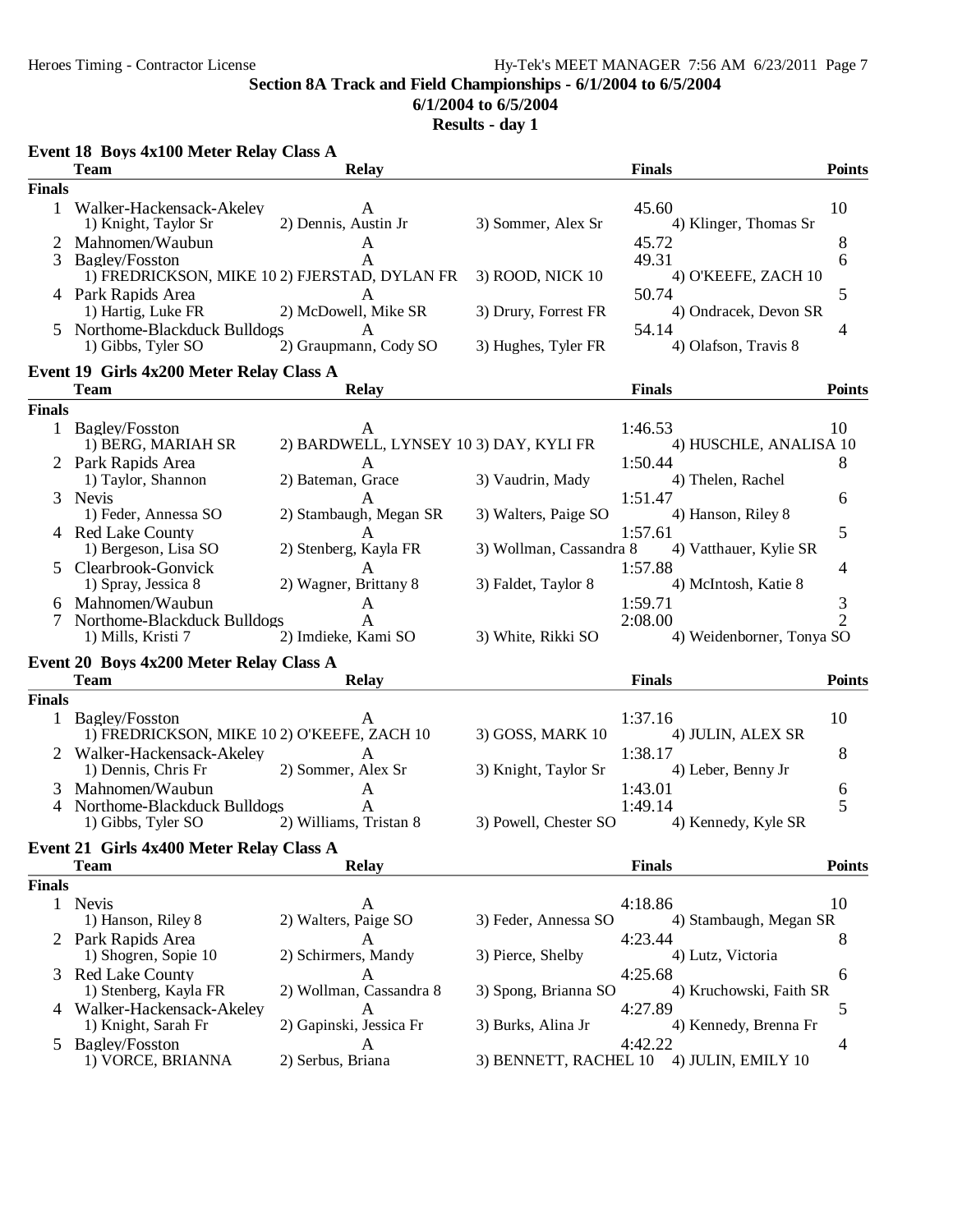## Section 8A Track and Field Championships - 6/1/2004 to 6/5/2004

**6/1/2004 to 6/5/2004**

**Results - day 1**

### Event 18 Boys 4x100 Meter Relay Class A

| | Team | Relay | Finals | Points |
|---|---|---|---|---|
| **Finals** | | | | |
| 1 | Walker-Hackensack-Akeley | A | 45.60 | 10 |
| | 1) Knight, Taylor Sr 2) Dennis, Austin Jr 3) Sommer, Alex Sr 4) Klinger, Thomas Sr | | | |
| 2 | Mahnomen/Waubun | A | 45.72 | 8 |
| 3 | Bagley/Fosston | A | 49.31 | 6 |
| | 1) FREDRICKSON, MIKE 10 2) FJERSTAD, DYLAN FR 3) ROOD, NICK 10 4) O'KEEFE, ZACH 10 | | | |
| 4 | Park Rapids Area | A | 50.74 | 5 |
| | 1) Hartig, Luke FR 2) McDowell, Mike SR 3) Drury, Forrest FR 4) Ondracek, Devon SR | | | |
| 5 | Northome-Blackduck Bulldogs | A | 54.14 | 4 |
| | 1) Gibbs, Tyler SO 2) Graupmann, Cody SO 3) Hughes, Tyler FR 4) Olafson, Travis 8 | | | |

### Event 19 Girls 4x200 Meter Relay Class A

| | Team | Relay | Finals | Points |
|---|---|---|---|---|
| **Finals** | | | | |
| 1 | Bagley/Fosston | A | 1:46.53 | 10 |
| | 1) BERG, MARIAH SR 2) BARDWELL, LYNSEY 10 3) DAY, KYLI FR 4) HUSCHLE, ANALISA 10 | | | |
| 2 | Park Rapids Area | A | 1:50.44 | 8 |
| | 1) Taylor, Shannon 2) Bateman, Grace 3) Vaudrin, Mady 4) Thelen, Rachel | | | |
| 3 | Nevis | A | 1:51.47 | 6 |
| | 1) Feder, Annessa SO 2) Stambaugh, Megan SR 3) Walters, Paige SO 4) Hanson, Riley 8 | | | |
| 4 | Red Lake County | A | 1:57.61 | 5 |
| | 1) Bergeson, Lisa SO 2) Stenberg, Kayla FR 3) Wollman, Cassandra 8 4) Vatthauer, Kylie SR | | | |
| 5 | Clearbrook-Gonvick | A | 1:57.88 | 4 |
| | 1) Spray, Jessica 8 2) Wagner, Brittany 8 3) Faldet, Taylor 8 4) McIntosh, Katie 8 | | | |
| 6 | Mahnomen/Waubun | A | 1:59.71 | 3 |
| 7 | Northome-Blackduck Bulldogs | A | 2:08.00 | 2 |
| | 1) Mills, Kristi 7 2) Imdieke, Kami SO 3) White, Rikki SO 4) Weidenborner, Tonya SO | | | |

### Event 20 Boys 4x200 Meter Relay Class A

| | Team | Relay | Finals | Points |
|---|---|---|---|---|
| **Finals** | | | | |
| 1 | Bagley/Fosston | A | 1:37.16 | 10 |
| | 1) FREDRICKSON, MIKE 10 2) O'KEEFE, ZACH 10 3) GOSS, MARK 10 4) JULIN, ALEX SR | | | |
| 2 | Walker-Hackensack-Akeley | A | 1:38.17 | 8 |
| | 1) Dennis, Chris Fr 2) Sommer, Alex Sr 3) Knight, Taylor Sr 4) Leber, Benny Jr | | | |
| 3 | Mahnomen/Waubun | A | 1:43.01 | 6 |
| 4 | Northome-Blackduck Bulldogs | A | 1:49.14 | 5 |
| | 1) Gibbs, Tyler SO 2) Williams, Tristan 8 3) Powell, Chester SO 4) Kennedy, Kyle SR | | | |

### Event 21 Girls 4x400 Meter Relay Class A

| | Team | Relay | Finals | Points |
|---|---|---|---|---|
| **Finals** | | | | |
| 1 | Nevis | A | 4:18.86 | 10 |
| | 1) Hanson, Riley 8 2) Walters, Paige SO 3) Feder, Annessa SO 4) Stambaugh, Megan SR | | | |
| 2 | Park Rapids Area | A | 4:23.44 | 8 |
| | 1) Shogren, Sopie 10 2) Schirmers, Mandy 3) Pierce, Shelby 4) Lutz, Victoria | | | |
| 3 | Red Lake County | A | 4:25.68 | 6 |
| | 1) Stenberg, Kayla FR 2) Wollman, Cassandra 8 3) Spong, Brianna SO 4) Kruchowski, Faith SR | | | |
| 4 | Walker-Hackensack-Akeley | A | 4:27.89 | 5 |
| | 1) Knight, Sarah Fr 2) Gapinski, Jessica Fr 3) Burks, Alina Jr 4) Kennedy, Brenna Fr | | | |
| 5 | Bagley/Fosston | A | 4:42.22 | 4 |
| | 1) VORCE, BRIANNA 2) Serbus, Briana 3) BENNETT, RACHEL 10 4) JULIN, EMILY 10 | | | |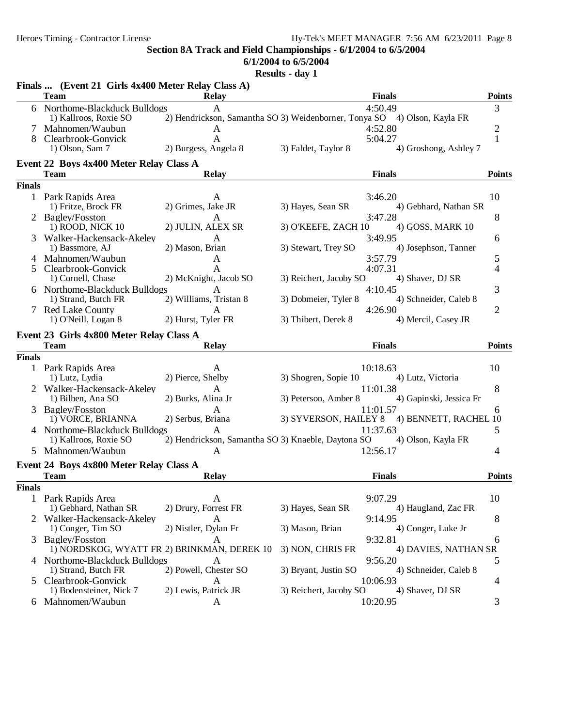**Section 8A Track and Field Championships - 6/1/2004 to 6/5/2004**

**6/1/2004 to 6/5/2004**

**Results - day 1**

### Finals ... (Event 21 Girls 4x400 Meter Relay Class A)

| | Team | Relay | Finals | Points |
|---|---|---|---|---|
| 6 | Northome-Blackduck Bulldogs | A | 4:50.49 | 3 |
| | 1) Kallroos, Roxie SO | 2) Hendrickson, Samantha SO | 3) Weidenborner, Tonya SO | 4) Olson, Kayla FR |
| 7 | Mahnomen/Waubun | A | 4:52.80 | 2 |
| 8 | Clearbrook-Gonvick | A | 5:04.27 | 1 |
| | 1) Olson, Sam 7 | 2) Burgess, Angela 8 | 3) Faldet, Taylor 8 | 4) Groshong, Ashley 7 |

### Event 22 Boys 4x400 Meter Relay Class A

**Finals**

| | Team | Relay | Finals | Points |
|---|---|---|---|---|
| 1 | Park Rapids Area | A | 3:46.20 | 10 |
| | 1) Fritze, Brock FR | 2) Grimes, Jake JR | 3) Hayes, Sean SR | 4) Gebhard, Nathan SR |
| 2 | Bagley/Fosston | A | 3:47.28 | 8 |
| | 1) ROOD, NICK 10 | 2) JULIN, ALEX SR | 3) O'KEEFE, ZACH 10 | 4) GOSS, MARK 10 |
| 3 | Walker-Hackensack-Akeley | A | 3:49.95 | 6 |
| | 1) Bassmore, AJ | 2) Mason, Brian | 3) Stewart, Trey SO | 4) Josephson, Tanner |
| 4 | Mahnomen/Waubun | A | 3:57.79 | 5 |
| 5 | Clearbrook-Gonvick | A | 4:07.31 | 4 |
| | 1) Cornell, Chase | 2) McKnight, Jacob SO | 3) Reichert, Jacoby SO | 4) Shaver, DJ SR |
| 6 | Northome-Blackduck Bulldogs | A | 4:10.45 | 3 |
| | 1) Strand, Butch FR | 2) Williams, Tristan 8 | 3) Dobmeier, Tyler 8 | 4) Schneider, Caleb 8 |
| 7 | Red Lake County | A | 4:26.90 | 2 |
| | 1) O'Neill, Logan 8 | 2) Hurst, Tyler FR | 3) Thibert, Derek 8 | 4) Mercil, Casey JR |

### Event 23 Girls 4x800 Meter Relay Class A

**Finals**

| | Team | Relay | Finals | Points |
|---|---|---|---|---|
| 1 | Park Rapids Area | A | 10:18.63 | 10 |
| | 1) Lutz, Lydia | 2) Pierce, Shelby | 3) Shogren, Sopie 10 | 4) Lutz, Victoria |
| 2 | Walker-Hackensack-Akeley | A | 11:01.38 | 8 |
| | 1) Bilben, Ana SO | 2) Burks, Alina Jr | 3) Peterson, Amber 8 | 4) Gapinski, Jessica Fr |
| 3 | Bagley/Fosston | A | 11:01.57 | 6 |
| | 1) VORCE, BRIANNA | 2) Serbus, Briana | 3) SYVERSON, HAILEY 8 | 4) BENNETT, RACHEL 10 |
| 4 | Northome-Blackduck Bulldogs | A | 11:37.63 | 5 |
| | 1) Kallroos, Roxie SO | 2) Hendrickson, Samantha SO | 3) Knaeble, Daytona SO | 4) Olson, Kayla FR |
| 5 | Mahnomen/Waubun | A | 12:56.17 | 4 |

### Event 24 Boys 4x800 Meter Relay Class A

**Finals**

| | Team | Relay | Finals | Points |
|---|---|---|---|---|
| 1 | Park Rapids Area | A | 9:07.29 | 10 |
| | 1) Gebhard, Nathan SR | 2) Drury, Forrest FR | 3) Hayes, Sean SR | 4) Haugland, Zac FR |
| 2 | Walker-Hackensack-Akeley | A | 9:14.95 | 8 |
| | 1) Conger, Tim SO | 2) Nistler, Dylan Fr | 3) Mason, Brian | 4) Conger, Luke Jr |
| 3 | Bagley/Fosston | A | 9:32.81 | 6 |
| | 1) NORDSKOG, WYATT FR | 2) BRINKMAN, DEREK 10 | 3) NON, CHRIS FR | 4) DAVIES, NATHAN SR |
| 4 | Northome-Blackduck Bulldogs | A | 9:56.20 | 5 |
| | 1) Strand, Butch FR | 2) Powell, Chester SO | 3) Bryant, Justin SO | 4) Schneider, Caleb 8 |
| 5 | Clearbrook-Gonvick | A | 10:06.93 | 4 |
| | 1) Bodensteiner, Nick 7 | 2) Lewis, Patrick JR | 3) Reichert, Jacoby SO | 4) Shaver, DJ SR |
| 6 | Mahnomen/Waubun | A | 10:20.95 | 3 |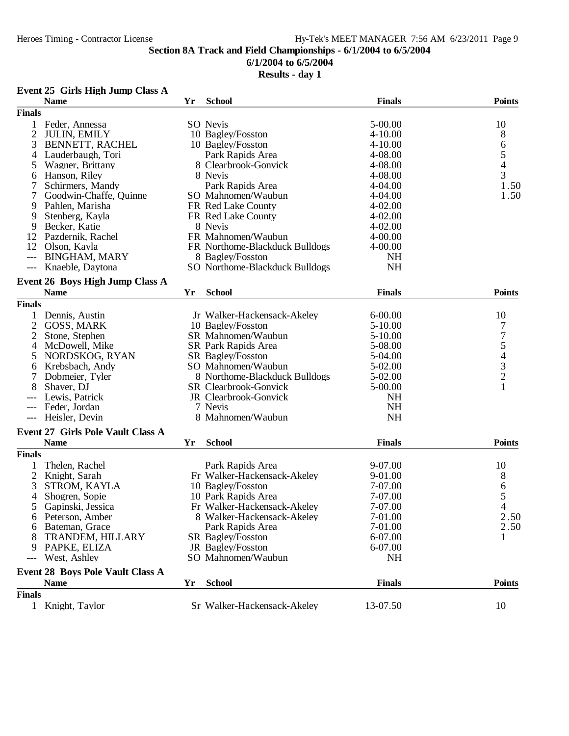## Section 8A Track and Field Championships - 6/1/2004 to 6/5/2004

**6/1/2004 to 6/5/2004**

**Results - day 1**

### Event 25 Girls High Jump Class A

| | Name | Yr | School | Finals | Points |
|---|---|---|---|---|---|
| **Finals** | | | | | |
| 1 | Feder, Annessa | SO | Nevis | 5-00.00 | 10 |
| 2 | JULIN, EMILY | 10 | Bagley/Fosston | 4-10.00 | 8 |
| 3 | BENNETT, RACHEL | 10 | Bagley/Fosston | 4-10.00 | 6 |
| 4 | Lauderbaugh, Tori | | Park Rapids Area | 4-08.00 | 5 |
| 5 | Wagner, Brittany | 8 | Clearbrook-Gonvick | 4-08.00 | 4 |
| 6 | Hanson, Riley | 8 | Nevis | 4-08.00 | 3 |
| 7 | Schirmers, Mandy | | Park Rapids Area | 4-04.00 | 1.50 |
| 7 | Goodwin-Chaffe, Quinne | SO | Mahnomen/Waubun | 4-04.00 | 1.50 |
| 9 | Pahlen, Marisha | FR | Red Lake County | 4-02.00 | |
| 9 | Stenberg, Kayla | FR | Red Lake County | 4-02.00 | |
| 9 | Becker, Katie | 8 | Nevis | 4-02.00 | |
| 12 | Pazdernik, Rachel | FR | Mahnomen/Waubun | 4-00.00 | |
| 12 | Olson, Kayla | FR | Northome-Blackduck Bulldogs | 4-00.00 | |
| --- | BINGHAM, MARY | 8 | Bagley/Fosston | NH | |
| --- | Knaeble, Daytona | SO | Northome-Blackduck Bulldogs | NH | |

### Event 26 Boys High Jump Class A

| | Name | Yr | School | Finals | Points |
|---|---|---|---|---|---|
| **Finals** | | | | | |
| 1 | Dennis, Austin | Jr | Walker-Hackensack-Akeley | 6-00.00 | 10 |
| 2 | GOSS, MARK | 10 | Bagley/Fosston | 5-10.00 | 7 |
| 2 | Stone, Stephen | SR | Mahnomen/Waubun | 5-10.00 | 7 |
| 4 | McDowell, Mike | SR | Park Rapids Area | 5-08.00 | 5 |
| 5 | NORDSKOG, RYAN | SR | Bagley/Fosston | 5-04.00 | 4 |
| 6 | Krebsbach, Andy | SO | Mahnomen/Waubun | 5-02.00 | 3 |
| 7 | Dobmeier, Tyler | 8 | Northome-Blackduck Bulldogs | 5-02.00 | 2 |
| 8 | Shaver, DJ | SR | Clearbrook-Gonvick | 5-00.00 | 1 |
| --- | Lewis, Patrick | JR | Clearbrook-Gonvick | NH | |
| --- | Feder, Jordan | 7 | Nevis | NH | |
| --- | Heisler, Devin | 8 | Mahnomen/Waubun | NH | |

### Event 27 Girls Pole Vault Class A

| | Name | Yr | School | Finals | Points |
|---|---|---|---|---|---|
| **Finals** | | | | | |
| 1 | Thelen, Rachel | | Park Rapids Area | 9-07.00 | 10 |
| 2 | Knight, Sarah | Fr | Walker-Hackensack-Akeley | 9-01.00 | 8 |
| 3 | STROM, KAYLA | 10 | Bagley/Fosston | 7-07.00 | 6 |
| 4 | Shogren, Sopie | 10 | Park Rapids Area | 7-07.00 | 5 |
| 5 | Gapinski, Jessica | Fr | Walker-Hackensack-Akeley | 7-07.00 | 4 |
| 6 | Peterson, Amber | 8 | Walker-Hackensack-Akeley | 7-01.00 | 2.50 |
| 6 | Bateman, Grace | | Park Rapids Area | 7-01.00 | 2.50 |
| 8 | TRANDEM, HILLARY | SR | Bagley/Fosston | 6-07.00 | 1 |
| 9 | PAPKE, ELIZA | JR | Bagley/Fosston | 6-07.00 | |
| --- | West, Ashley | SO | Mahnomen/Waubun | NH | |

### Event 28 Boys Pole Vault Class A

| | Name | Yr | School | Finals | Points |
|---|---|---|---|---|---|
| **Finals** | | | | | |
| 1 | Knight, Taylor | Sr | Walker-Hackensack-Akeley | 13-07.50 | 10 |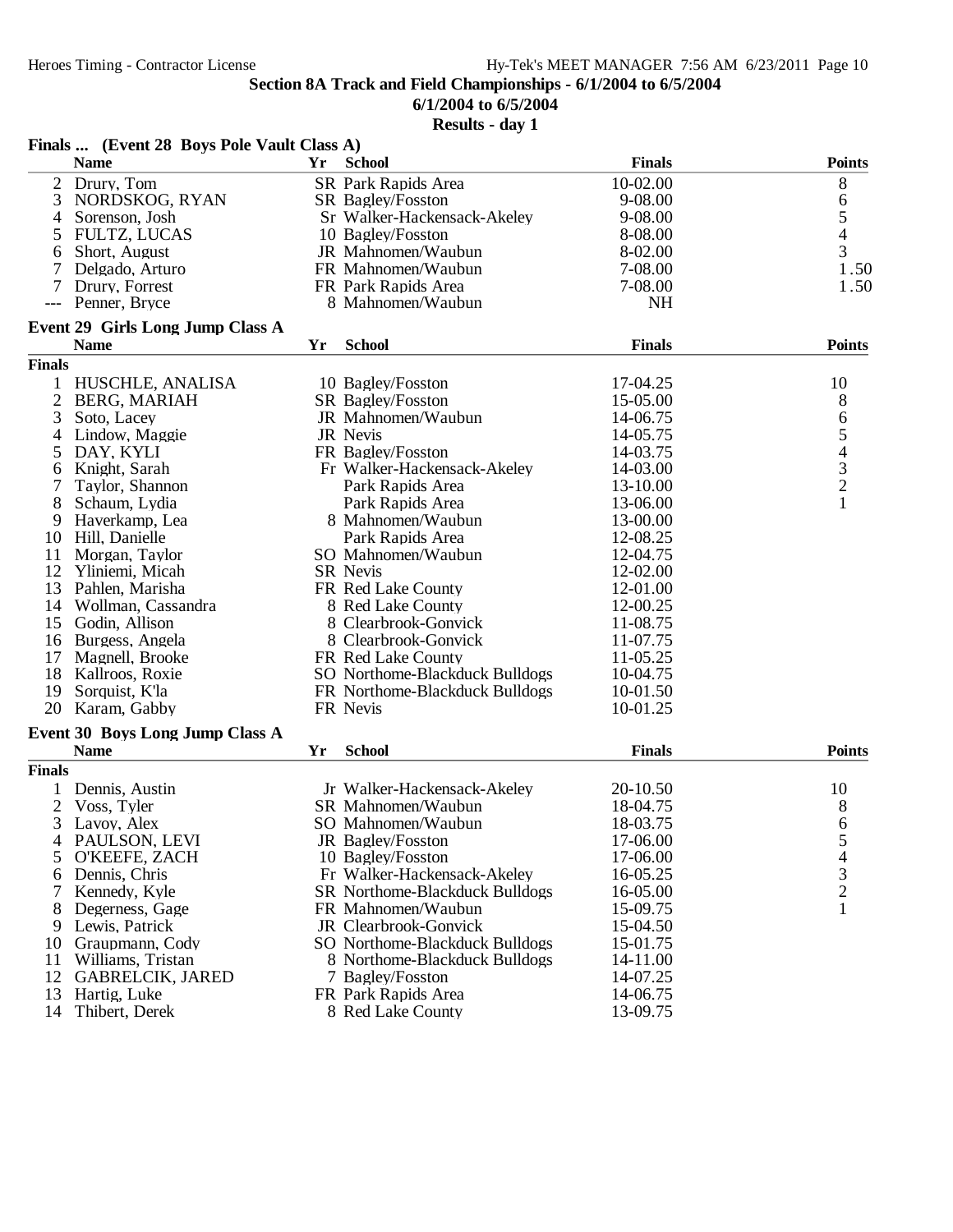## Section 8A Track and Field Championships - 6/1/2004 to 6/5/2004

**6/1/2004 to 6/5/2004**

**Results - day 1**

### Finals ... (Event 28 Boys Pole Vault Class A)

| | Name | Yr | School | Finals | Points |
|---|---|---|---|---|---|
| 2 | Drury, Tom | SR | Park Rapids Area | 10-02.00 | 8 |
| 3 | NORDSKOG, RYAN | SR | Bagley/Fosston | 9-08.00 | 6 |
| 4 | Sorenson, Josh | Sr | Walker-Hackensack-Akeley | 9-08.00 | 5 |
| 5 | FULTZ, LUCAS | 10 | Bagley/Fosston | 8-08.00 | 4 |
| 6 | Short, August | JR | Mahnomen/Waubun | 8-02.00 | 3 |
| 7 | Delgado, Arturo | FR | Mahnomen/Waubun | 7-08.00 | 1.50 |
| 7 | Drury, Forrest | FR | Park Rapids Area | 7-08.00 | 1.50 |
| --- | Penner, Bryce | 8 | Mahnomen/Waubun | NH | |

### Event 29 Girls Long Jump Class A

**Finals**

| | Name | Yr | School | Finals | Points |
|---|---|---|---|---|---|
| 1 | HUSCHLE, ANALISA | 10 | Bagley/Fosston | 17-04.25 | 10 |
| 2 | BERG, MARIAH | SR | Bagley/Fosston | 15-05.00 | 8 |
| 3 | Soto, Lacey | JR | Mahnomen/Waubun | 14-06.75 | 6 |
| 4 | Lindow, Maggie | JR | Nevis | 14-05.75 | 5 |
| 5 | DAY, KYLI | FR | Bagley/Fosston | 14-03.75 | 4 |
| 6 | Knight, Sarah | Fr | Walker-Hackensack-Akeley | 14-03.00 | 3 |
| 7 | Taylor, Shannon | | Park Rapids Area | 13-10.00 | 2 |
| 8 | Schaum, Lydia | | Park Rapids Area | 13-06.00 | 1 |
| 9 | Haverkamp, Lea | 8 | Mahnomen/Waubun | 13-00.00 | |
| 10 | Hill, Danielle | | Park Rapids Area | 12-08.25 | |
| 11 | Morgan, Taylor | SO | Mahnomen/Waubun | 12-04.75 | |
| 12 | Yliniemi, Micah | SR | Nevis | 12-02.00 | |
| 13 | Pahlen, Marisha | FR | Red Lake County | 12-01.00 | |
| 14 | Wollman, Cassandra | 8 | Red Lake County | 12-00.25 | |
| 15 | Godin, Allison | 8 | Clearbrook-Gonvick | 11-08.75 | |
| 16 | Burgess, Angela | 8 | Clearbrook-Gonvick | 11-07.75 | |
| 17 | Magnell, Brooke | FR | Red Lake County | 11-05.25 | |
| 18 | Kallroos, Roxie | SO | Northome-Blackduck Bulldogs | 10-04.75 | |
| 19 | Sorquist, K'la | FR | Northome-Blackduck Bulldogs | 10-01.50 | |
| 20 | Karam, Gabby | FR | Nevis | 10-01.25 | |

### Event 30 Boys Long Jump Class A

**Finals**

| | Name | Yr | School | Finals | Points |
|---|---|---|---|---|---|
| 1 | Dennis, Austin | Jr | Walker-Hackensack-Akeley | 20-10.50 | 10 |
| 2 | Voss, Tyler | SR | Mahnomen/Waubun | 18-04.75 | 8 |
| 3 | Lavoy, Alex | SO | Mahnomen/Waubun | 18-03.75 | 6 |
| 4 | PAULSON, LEVI | JR | Bagley/Fosston | 17-06.00 | 5 |
| 5 | O'KEEFE, ZACH | 10 | Bagley/Fosston | 17-06.00 | 4 |
| 6 | Dennis, Chris | Fr | Walker-Hackensack-Akeley | 16-05.25 | 3 |
| 7 | Kennedy, Kyle | SR | Northome-Blackduck Bulldogs | 16-05.00 | 2 |
| 8 | Degerness, Gage | FR | Mahnomen/Waubun | 15-09.75 | 1 |
| 9 | Lewis, Patrick | JR | Clearbrook-Gonvick | 15-04.50 | |
| 10 | Graupmann, Cody | SO | Northome-Blackduck Bulldogs | 15-01.75 | |
| 11 | Williams, Tristan | 8 | Northome-Blackduck Bulldogs | 14-11.00 | |
| 12 | GABRELCIK, JARED | 7 | Bagley/Fosston | 14-07.25 | |
| 13 | Hartig, Luke | FR | Park Rapids Area | 14-06.75 | |
| 14 | Thibert, Derek | 8 | Red Lake County | 13-09.75 | |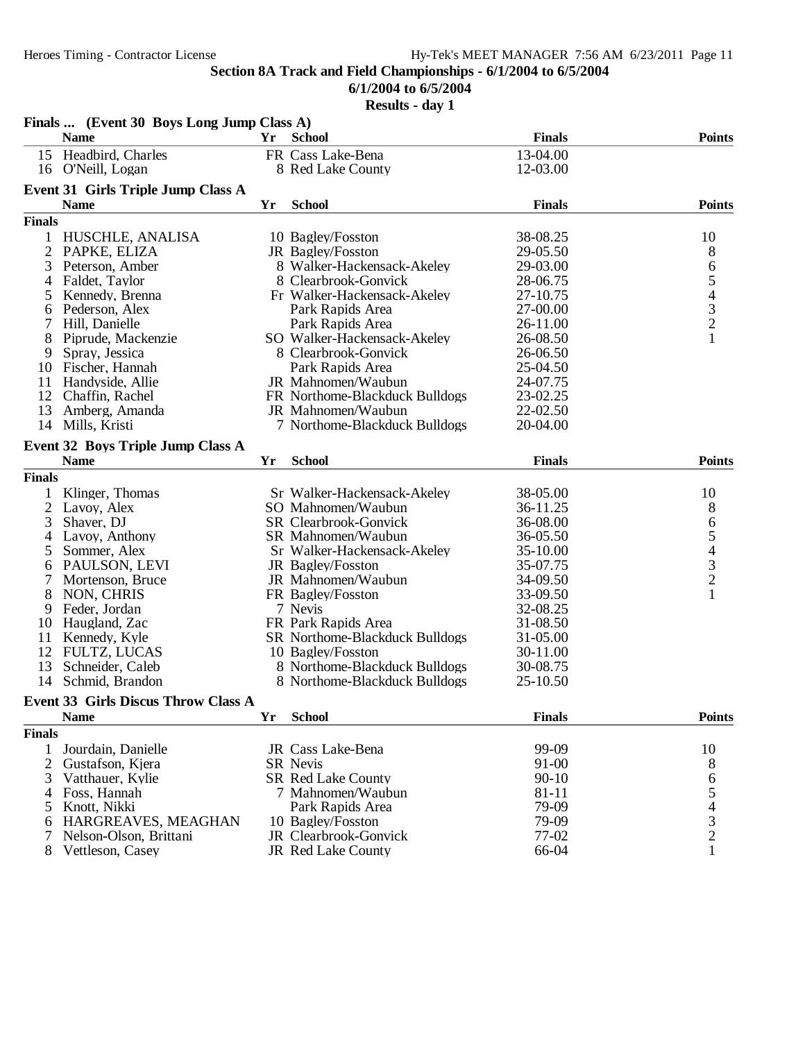## Section 8A Track and Field Championships - 6/1/2004 to 6/5/2004

**6/1/2004 to 6/5/2004**

**Results - day 1**

### Finals ... (Event 30 Boys Long Jump Class A)

| | Name | Yr | School | Finals | Points |
|---|---|---|---|---|---|
| 15 | Headbird, Charles | FR | Cass Lake-Bena | 13-04.00 | |
| 16 | O'Neill, Logan | 8 | Red Lake County | 12-03.00 | |

### Event 31 Girls Triple Jump Class A

| | Name | Yr | School | Finals | Points |
|---|---|---|---|---|---|
| **Finals** | | | | | |
| 1 | HUSCHLE, ANALISA | 10 | Bagley/Fosston | 38-08.25 | 10 |
| 2 | PAPKE, ELIZA | JR | Bagley/Fosston | 29-05.50 | 8 |
| 3 | Peterson, Amber | 8 | Walker-Hackensack-Akeley | 29-03.00 | 6 |
| 4 | Faldet, Taylor | 8 | Clearbrook-Gonvick | 28-06.75 | 5 |
| 5 | Kennedy, Brenna | Fr | Walker-Hackensack-Akeley | 27-10.75 | 4 |
| 6 | Pederson, Alex | | Park Rapids Area | 27-00.00 | 3 |
| 7 | Hill, Danielle | | Park Rapids Area | 26-11.00 | 2 |
| 8 | Piprude, Mackenzie | SO | Walker-Hackensack-Akeley | 26-08.50 | 1 |
| 9 | Spray, Jessica | 8 | Clearbrook-Gonvick | 26-06.50 | |
| 10 | Fischer, Hannah | | Park Rapids Area | 25-04.50 | |
| 11 | Handyside, Allie | JR | Mahnomen/Waubun | 24-07.75 | |
| 12 | Chaffin, Rachel | FR | Northome-Blackduck Bulldogs | 23-02.25 | |
| 13 | Amberg, Amanda | JR | Mahnomen/Waubun | 22-02.50 | |
| 14 | Mills, Kristi | 7 | Northome-Blackduck Bulldogs | 20-04.00 | |

### Event 32 Boys Triple Jump Class A

| | Name | Yr | School | Finals | Points |
|---|---|---|---|---|---|
| **Finals** | | | | | |
| 1 | Klinger, Thomas | Sr | Walker-Hackensack-Akeley | 38-05.00 | 10 |
| 2 | Lavoy, Alex | SO | Mahnomen/Waubun | 36-11.25 | 8 |
| 3 | Shaver, DJ | SR | Clearbrook-Gonvick | 36-08.00 | 6 |
| 4 | Lavoy, Anthony | SR | Mahnomen/Waubun | 36-05.50 | 5 |
| 5 | Sommer, Alex | Sr | Walker-Hackensack-Akeley | 35-10.00 | 4 |
| 6 | PAULSON, LEVI | JR | Bagley/Fosston | 35-07.75 | 3 |
| 7 | Mortenson, Bruce | JR | Mahnomen/Waubun | 34-09.50 | 2 |
| 8 | NON, CHRIS | FR | Bagley/Fosston | 33-09.50 | 1 |
| 9 | Feder, Jordan | 7 | Nevis | 32-08.25 | |
| 10 | Haugland, Zac | FR | Park Rapids Area | 31-08.50 | |
| 11 | Kennedy, Kyle | SR | Northome-Blackduck Bulldogs | 31-05.00 | |
| 12 | FULTZ, LUCAS | 10 | Bagley/Fosston | 30-11.00 | |
| 13 | Schneider, Caleb | 8 | Northome-Blackduck Bulldogs | 30-08.75 | |
| 14 | Schmid, Brandon | 8 | Northome-Blackduck Bulldogs | 25-10.50 | |

### Event 33 Girls Discus Throw Class A

| | Name | Yr | School | Finals | Points |
|---|---|---|---|---|---|
| **Finals** | | | | | |
| 1 | Jourdain, Danielle | JR | Cass Lake-Bena | 99-09 | 10 |
| 2 | Gustafson, Kjera | SR | Nevis | 91-00 | 8 |
| 3 | Vatthauer, Kylie | SR | Red Lake County | 90-10 | 6 |
| 4 | Foss, Hannah | 7 | Mahnomen/Waubun | 81-11 | 5 |
| 5 | Knott, Nikki | | Park Rapids Area | 79-09 | 4 |
| 6 | HARGREAVES, MEAGHAN | 10 | Bagley/Fosston | 79-09 | 3 |
| 7 | Nelson-Olson, Brittani | JR | Clearbrook-Gonvick | 77-02 | 2 |
| 8 | Vettleson, Casey | JR | Red Lake County | 66-04 | 1 |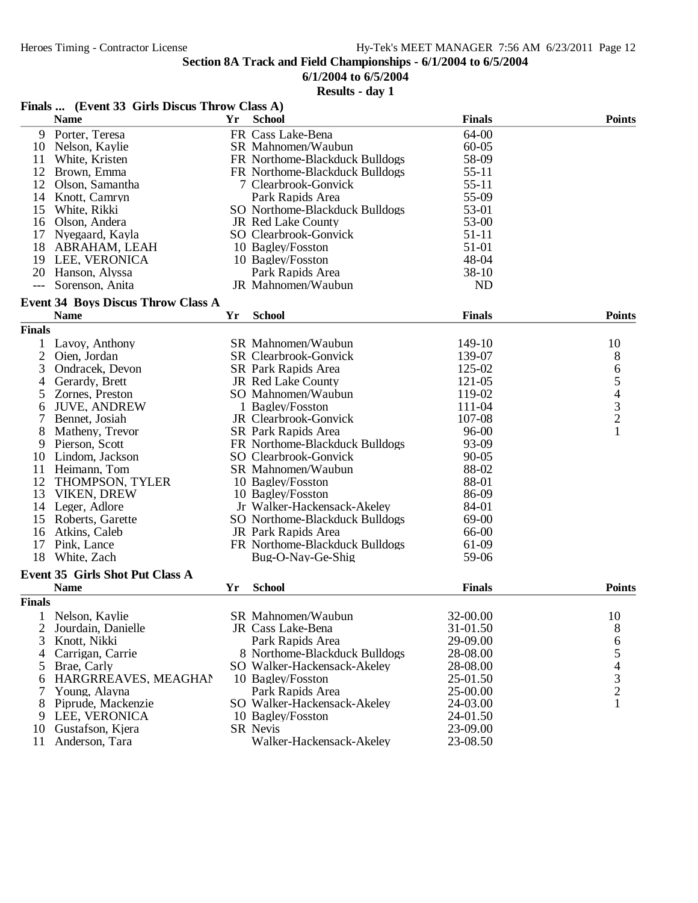## Section 8A Track and Field Championships - 6/1/2004 to 6/5/2004

**6/1/2004 to 6/5/2004**

**Results - day 1**

### Finals ... (Event 33 Girls Discus Throw Class A)

| | Name | Yr | School | Finals | Points |
|---|---|---|---|---|---|
| 9 | Porter, Teresa | FR | Cass Lake-Bena | 64-00 | |
| 10 | Nelson, Kaylie | SR | Mahnomen/Waubun | 60-05 | |
| 11 | White, Kristen | FR | Northome-Blackduck Bulldogs | 58-09 | |
| 12 | Brown, Emma | FR | Northome-Blackduck Bulldogs | 55-11 | |
| 12 | Olson, Samantha | 7 | Clearbrook-Gonvick | 55-11 | |
| 14 | Knott, Camryn | | Park Rapids Area | 55-09 | |
| 15 | White, Rikki | SO | Northome-Blackduck Bulldogs | 53-01 | |
| 16 | Olson, Andera | JR | Red Lake County | 53-00 | |
| 17 | Nyegaard, Kayla | SO | Clearbrook-Gonvick | 51-11 | |
| 18 | ABRAHAM, LEAH | 10 | Bagley/Fosston | 51-01 | |
| 19 | LEE, VERONICA | 10 | Bagley/Fosston | 48-04 | |
| 20 | Hanson, Alyssa | | Park Rapids Area | 38-10 | |
| --- | Sorenson, Anita | JR | Mahnomen/Waubun | ND | |

### Event 34 Boys Discus Throw Class A

**Finals**

| | Name | Yr | School | Finals | Points |
|---|---|---|---|---|---|
| 1 | Lavoy, Anthony | SR | Mahnomen/Waubun | 149-10 | 10 |
| 2 | Oien, Jordan | SR | Clearbrook-Gonvick | 139-07 | 8 |
| 3 | Ondracek, Devon | SR | Park Rapids Area | 125-02 | 6 |
| 4 | Gerardy, Brett | JR | Red Lake County | 121-05 | 5 |
| 5 | Zornes, Preston | SO | Mahnomen/Waubun | 119-02 | 4 |
| 6 | JUVE, ANDREW | 1 | Bagley/Fosston | 111-04 | 3 |
| 7 | Bennet, Josiah | JR | Clearbrook-Gonvick | 107-08 | 2 |
| 8 | Matheny, Trevor | SR | Park Rapids Area | 96-00 | 1 |
| 9 | Pierson, Scott | FR | Northome-Blackduck Bulldogs | 93-09 | |
| 10 | Lindom, Jackson | SO | Clearbrook-Gonvick | 90-05 | |
| 11 | Heimann, Tom | SR | Mahnomen/Waubun | 88-02 | |
| 12 | THOMPSON, TYLER | 10 | Bagley/Fosston | 88-01 | |
| 13 | VIKEN, DREW | 10 | Bagley/Fosston | 86-09 | |
| 14 | Leger, Adlore | Jr | Walker-Hackensack-Akeley | 84-01 | |
| 15 | Roberts, Garette | SO | Northome-Blackduck Bulldogs | 69-00 | |
| 16 | Atkins, Caleb | JR | Park Rapids Area | 66-00 | |
| 17 | Pink, Lance | FR | Northome-Blackduck Bulldogs | 61-09 | |
| 18 | White, Zach | | Bug-O-Nay-Ge-Shig | 59-06 | |

### Event 35 Girls Shot Put Class A

**Finals**

| | Name | Yr | School | Finals | Points |
|---|---|---|---|---|---|
| 1 | Nelson, Kaylie | SR | Mahnomen/Waubun | 32-00.00 | 10 |
| 2 | Jourdain, Danielle | JR | Cass Lake-Bena | 31-01.50 | 8 |
| 3 | Knott, Nikki | | Park Rapids Area | 29-09.00 | 6 |
| 4 | Carrigan, Carrie | 8 | Northome-Blackduck Bulldogs | 28-08.00 | 5 |
| 5 | Brae, Carly | SO | Walker-Hackensack-Akeley | 28-08.00 | 4 |
| 6 | HARGRREAVES, MEAGHAN | 10 | Bagley/Fosston | 25-01.50 | 3 |
| 7 | Young, Alayna | | Park Rapids Area | 25-00.00 | 2 |
| 8 | Piprude, Mackenzie | SO | Walker-Hackensack-Akeley | 24-03.00 | 1 |
| 9 | LEE, VERONICA | 10 | Bagley/Fosston | 24-01.50 | |
| 10 | Gustafson, Kjera | SR | Nevis | 23-09.00 | |
| 11 | Anderson, Tara | | Walker-Hackensack-Akeley | 23-08.50 | |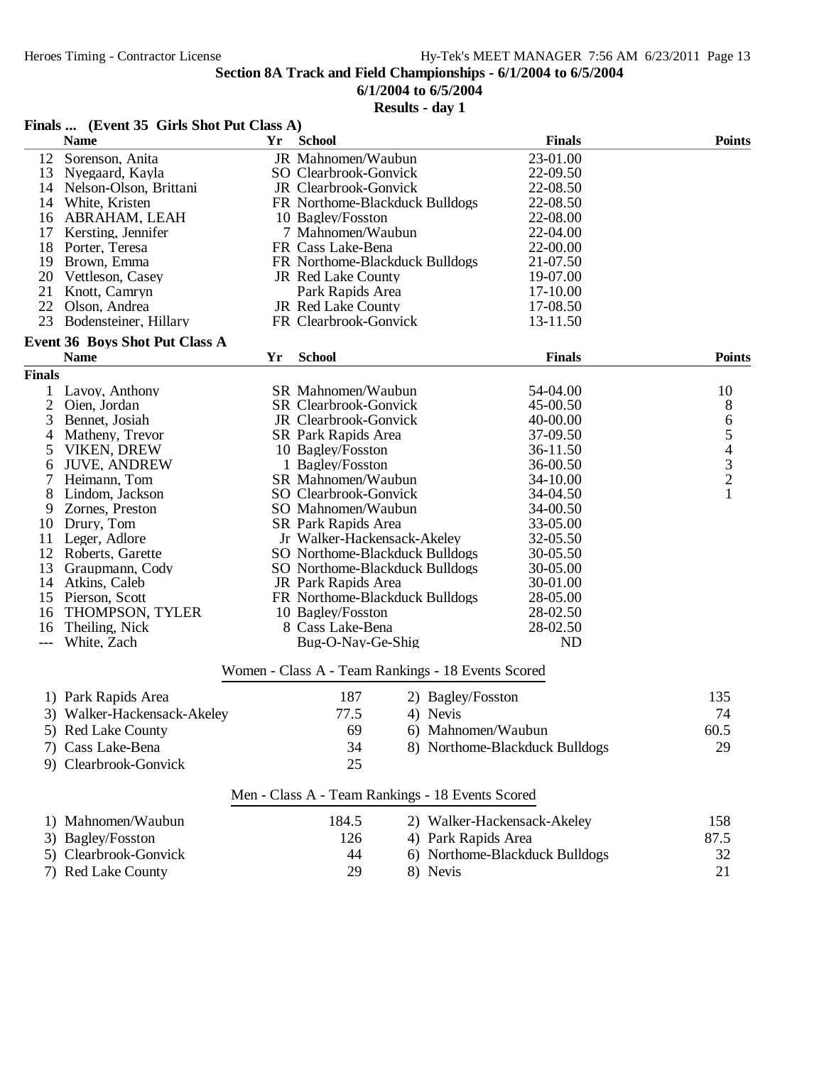**Section 8A Track and Field Championships - 6/1/2004 to 6/5/2004**

**6/1/2004 to 6/5/2004**

**Results - day 1**

### Finals ... (Event 35 Girls Shot Put Class A)

| | Name | Yr | School | Finals | Points |
|---|---|---|---|---|---|
| 12 | Sorenson, Anita | JR | Mahnomen/Waubun | 23-01.00 | |
| 13 | Nyegaard, Kayla | SO | Clearbrook-Gonvick | 22-09.50 | |
| 14 | Nelson-Olson, Brittani | JR | Clearbrook-Gonvick | 22-08.50 | |
| 14 | White, Kristen | FR | Northome-Blackduck Bulldogs | 22-08.50 | |
| 16 | ABRAHAM, LEAH | 10 | Bagley/Fosston | 22-08.00 | |
| 17 | Kersting, Jennifer | 7 | Mahnomen/Waubun | 22-04.00 | |
| 18 | Porter, Teresa | FR | Cass Lake-Bena | 22-00.00 | |
| 19 | Brown, Emma | FR | Northome-Blackduck Bulldogs | 21-07.50 | |
| 20 | Vettleson, Casey | JR | Red Lake County | 19-07.00 | |
| 21 | Knott, Camryn | | Park Rapids Area | 17-10.00 | |
| 22 | Olson, Andrea | JR | Red Lake County | 17-08.50 | |
| 23 | Bodensteiner, Hillary | FR | Clearbrook-Gonvick | 13-11.50 | |

### Event 36 Boys Shot Put Class A

**Finals**

| | Name | Yr | School | Finals | Points |
|---|---|---|---|---|---|
| 1 | Lavoy, Anthony | SR | Mahnomen/Waubun | 54-04.00 | 10 |
| 2 | Oien, Jordan | SR | Clearbrook-Gonvick | 45-00.50 | 8 |
| 3 | Bennet, Josiah | JR | Clearbrook-Gonvick | 40-00.00 | 6 |
| 4 | Matheny, Trevor | SR | Park Rapids Area | 37-09.50 | 5 |
| 5 | VIKEN, DREW | 10 | Bagley/Fosston | 36-11.50 | 4 |
| 6 | JUVE, ANDREW | 1 | Bagley/Fosston | 36-00.50 | 3 |
| 7 | Heimann, Tom | SR | Mahnomen/Waubun | 34-10.00 | 2 |
| 8 | Lindom, Jackson | SO | Clearbrook-Gonvick | 34-04.50 | 1 |
| 9 | Zornes, Preston | SO | Mahnomen/Waubun | 34-00.50 | |
| 10 | Drury, Tom | SR | Park Rapids Area | 33-05.00 | |
| 11 | Leger, Adlore | Jr | Walker-Hackensack-Akeley | 32-05.50 | |
| 12 | Roberts, Garette | SO | Northome-Blackduck Bulldogs | 30-05.50 | |
| 13 | Graupmann, Cody | SO | Northome-Blackduck Bulldogs | 30-05.00 | |
| 14 | Atkins, Caleb | JR | Park Rapids Area | 30-01.00 | |
| 15 | Pierson, Scott | FR | Northome-Blackduck Bulldogs | 28-05.00 | |
| 16 | THOMPSON, TYLER | 10 | Bagley/Fosston | 28-02.50 | |
| 16 | Theiling, Nick | 8 | Cass Lake-Bena | 28-02.50 | |
| --- | White, Zach | | Bug-O-Nay-Ge-Shig | ND | |

### Women - Class A - Team Rankings - 18 Events Scored

| | | | | | |
|---|---|---|---|---|---|
| 1) | Park Rapids Area | 187 | 2) | Bagley/Fosston | 135 |
| 3) | Walker-Hackensack-Akeley | 77.5 | 4) | Nevis | 74 |
| 5) | Red Lake County | 69 | 6) | Mahnomen/Waubun | 60.5 |
| 7) | Cass Lake-Bena | 34 | 8) | Northome-Blackduck Bulldogs | 29 |
| 9) | Clearbrook-Gonvick | 25 | | | |

### Men - Class A - Team Rankings - 18 Events Scored

| | | | | | |
|---|---|---|---|---|---|
| 1) | Mahnomen/Waubun | 184.5 | 2) | Walker-Hackensack-Akeley | 158 |
| 3) | Bagley/Fosston | 126 | 4) | Park Rapids Area | 87.5 |
| 5) | Clearbrook-Gonvick | 44 | 6) | Northome-Blackduck Bulldogs | 32 |
| 7) | Red Lake County | 29 | 8) | Nevis | 21 |